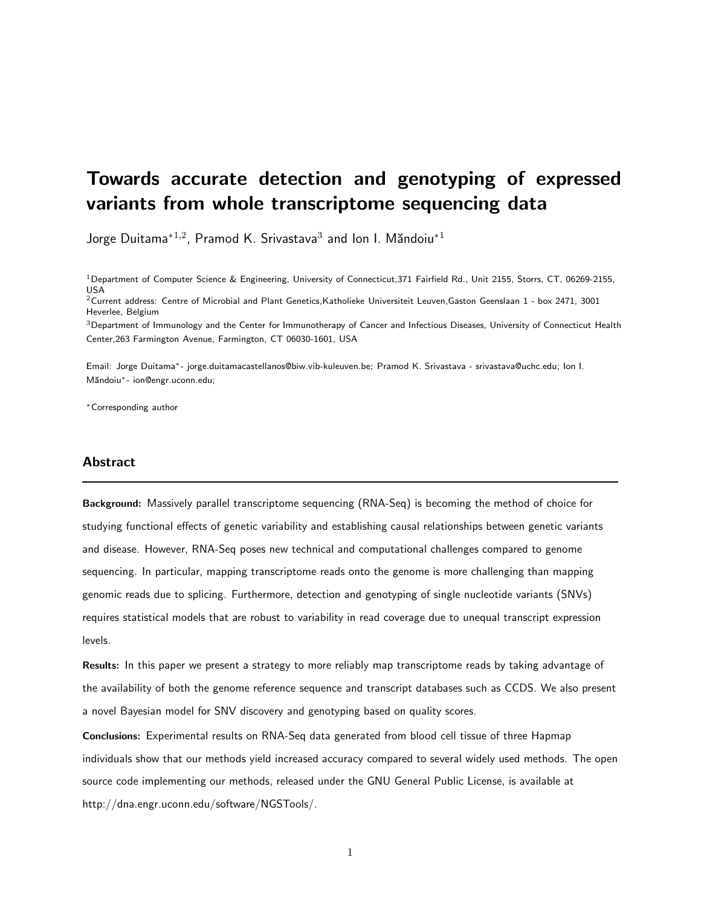# Towards accurate detection and genotyping of expressed variants from whole transcriptome sequencing data

Jorge Duitama*[1,2], Pramod K. Srivastava[3] and Ion I. Măndoiu*[1]

[1]Department of Computer Science & Engineering, University of Connecticut,371 Fairfield Rd., Unit 2155, Storrs, CT, 06269-2155, USA
[2]Current address: Centre of Microbial and Plant Genetics,Katholieke Universiteit Leuven,Gaston Geenslaan 1 - box 2471, 3001 Heverlee, Belgium
[3]Department of Immunology and the Center for Immunotherapy of Cancer and Infectious Diseases, University of Connecticut Health Center,263 Farmington Avenue, Farmington, CT 06030-1601, USA

Email: Jorge Duitama*- jorge.duitamacastellanos@biw.vib-kuleuven.be; Pramod K. Srivastava - srivastava@uchc.edu; Ion I. Măndoiu*- ion@engr.uconn.edu;

*Corresponding author

## Abstract

**Background:** Massively parallel transcriptome sequencing (RNA-Seq) is becoming the method of choice for studying functional effects of genetic variability and establishing causal relationships between genetic variants and disease. However, RNA-Seq poses new technical and computational challenges compared to genome sequencing. In particular, mapping transcriptome reads onto the genome is more challenging than mapping genomic reads due to splicing. Furthermore, detection and genotyping of single nucleotide variants (SNVs) requires statistical models that are robust to variability in read coverage due to unequal transcript expression levels.

**Results:** In this paper we present a strategy to more reliably map transcriptome reads by taking advantage of the availability of both the genome reference sequence and transcript databases such as CCDS. We also present a novel Bayesian model for SNV discovery and genotyping based on quality scores.

**Conclusions:** Experimental results on RNA-Seq data generated from blood cell tissue of three Hapmap individuals show that our methods yield increased accuracy compared to several widely used methods. The open source code implementing our methods, released under the GNU General Public License, is available at http://dna.engr.uconn.edu/software/NGSTools/.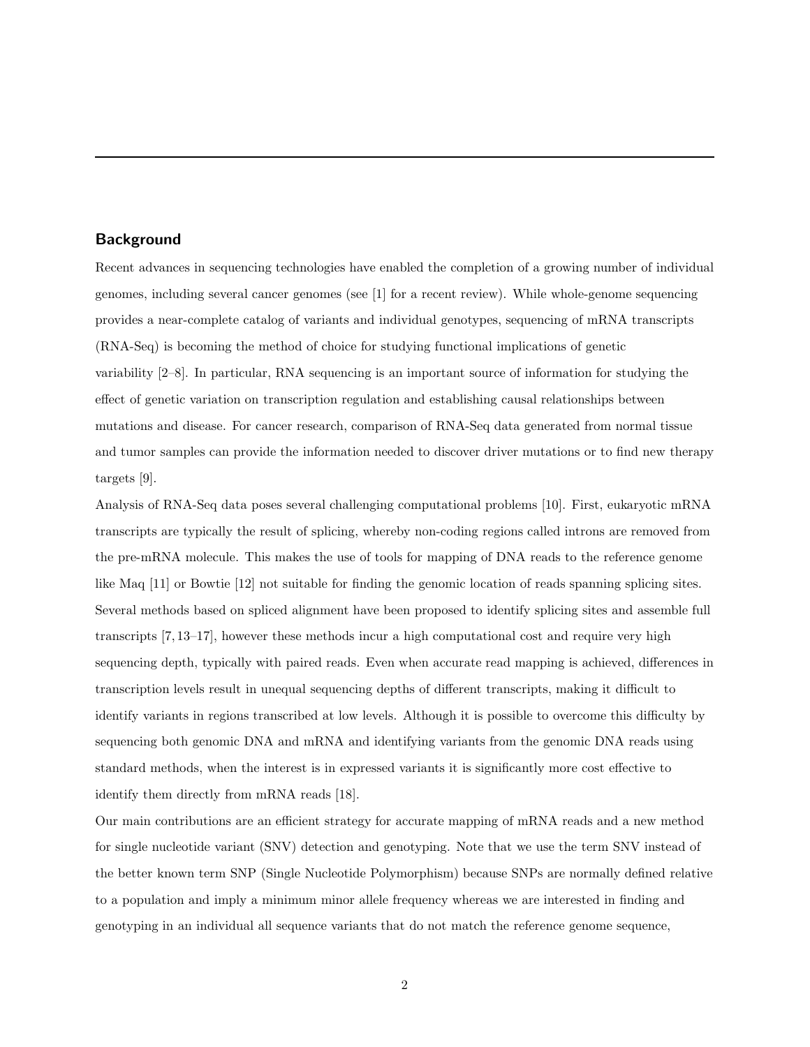## Background

Recent advances in sequencing technologies have enabled the completion of a growing number of individual genomes, including several cancer genomes (see [1] for a recent review). While whole-genome sequencing provides a near-complete catalog of variants and individual genotypes, sequencing of mRNA transcripts (RNA-Seq) is becoming the method of choice for studying functional implications of genetic variability [2–8]. In particular, RNA sequencing is an important source of information for studying the effect of genetic variation on transcription regulation and establishing causal relationships between mutations and disease. For cancer research, comparison of RNA-Seq data generated from normal tissue and tumor samples can provide the information needed to discover driver mutations or to find new therapy targets [9].

Analysis of RNA-Seq data poses several challenging computational problems [10]. First, eukaryotic mRNA transcripts are typically the result of splicing, whereby non-coding regions called introns are removed from the pre-mRNA molecule. This makes the use of tools for mapping of DNA reads to the reference genome like Maq [11] or Bowtie [12] not suitable for finding the genomic location of reads spanning splicing sites. Several methods based on spliced alignment have been proposed to identify splicing sites and assemble full transcripts [7, 13–17], however these methods incur a high computational cost and require very high sequencing depth, typically with paired reads. Even when accurate read mapping is achieved, differences in transcription levels result in unequal sequencing depths of different transcripts, making it difficult to identify variants in regions transcribed at low levels. Although it is possible to overcome this difficulty by sequencing both genomic DNA and mRNA and identifying variants from the genomic DNA reads using standard methods, when the interest is in expressed variants it is significantly more cost effective to identify them directly from mRNA reads [18].

Our main contributions are an efficient strategy for accurate mapping of mRNA reads and a new method for single nucleotide variant (SNV) detection and genotyping. Note that we use the term SNV instead of the better known term SNP (Single Nucleotide Polymorphism) because SNPs are normally defined relative to a population and imply a minimum minor allele frequency whereas we are interested in finding and genotyping in an individual all sequence variants that do not match the reference genome sequence,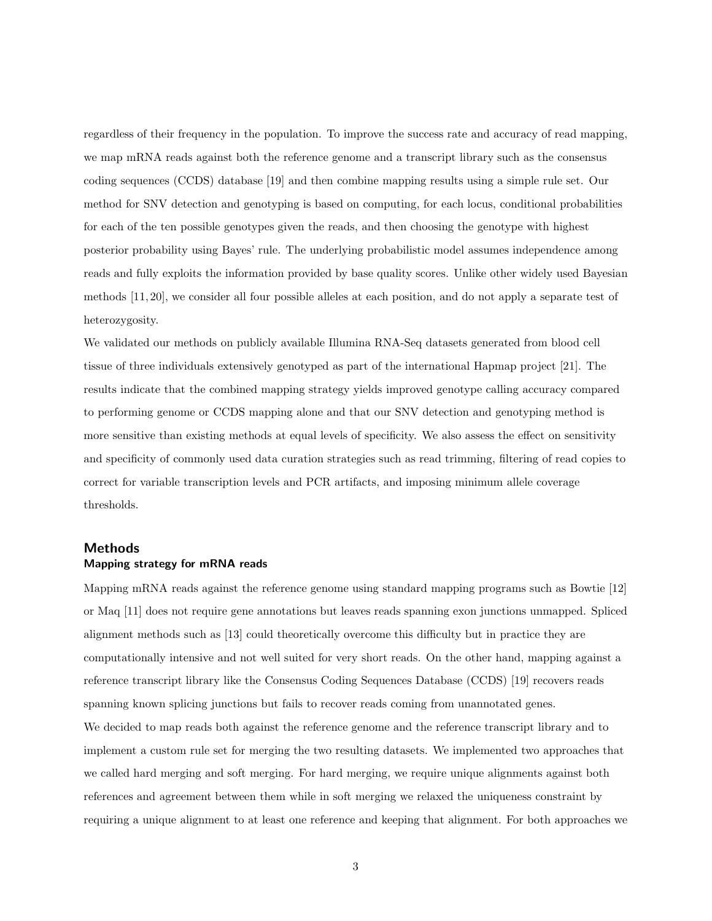regardless of their frequency in the population. To improve the success rate and accuracy of read mapping, we map mRNA reads against both the reference genome and a transcript library such as the consensus coding sequences (CCDS) database [19] and then combine mapping results using a simple rule set. Our method for SNV detection and genotyping is based on computing, for each locus, conditional probabilities for each of the ten possible genotypes given the reads, and then choosing the genotype with highest posterior probability using Bayes' rule. The underlying probabilistic model assumes independence among reads and fully exploits the information provided by base quality scores. Unlike other widely used Bayesian methods [11, 20], we consider all four possible alleles at each position, and do not apply a separate test of heterozygosity.

We validated our methods on publicly available Illumina RNA-Seq datasets generated from blood cell tissue of three individuals extensively genotyped as part of the international Hapmap project [21]. The results indicate that the combined mapping strategy yields improved genotype calling accuracy compared to performing genome or CCDS mapping alone and that our SNV detection and genotyping method is more sensitive than existing methods at equal levels of specificity. We also assess the effect on sensitivity and specificity of commonly used data curation strategies such as read trimming, filtering of read copies to correct for variable transcription levels and PCR artifacts, and imposing minimum allele coverage thresholds.

## Methods

### Mapping strategy for mRNA reads

Mapping mRNA reads against the reference genome using standard mapping programs such as Bowtie [12] or Maq [11] does not require gene annotations but leaves reads spanning exon junctions unmapped. Spliced alignment methods such as [13] could theoretically overcome this difficulty but in practice they are computationally intensive and not well suited for very short reads. On the other hand, mapping against a reference transcript library like the Consensus Coding Sequences Database (CCDS) [19] recovers reads spanning known splicing junctions but fails to recover reads coming from unannotated genes.

We decided to map reads both against the reference genome and the reference transcript library and to implement a custom rule set for merging the two resulting datasets. We implemented two approaches that we called hard merging and soft merging. For hard merging, we require unique alignments against both references and agreement between them while in soft merging we relaxed the uniqueness constraint by requiring a unique alignment to at least one reference and keeping that alignment. For both approaches we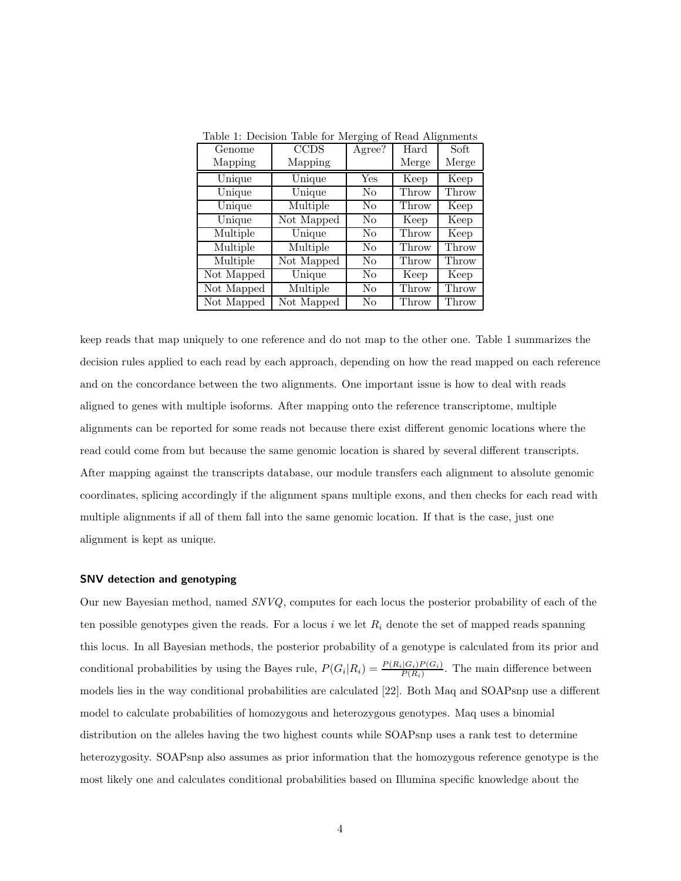Table 1: Decision Table for Merging of Read Alignments

| Genome Mapping | CCDS Mapping | Agree? | Hard Merge | Soft Merge |
|---|---|---|---|---|
| Unique | Unique | Yes | Keep | Keep |
| Unique | Unique | No | Throw | Throw |
| Unique | Multiple | No | Throw | Keep |
| Unique | Not Mapped | No | Keep | Keep |
| Multiple | Unique | No | Throw | Keep |
| Multiple | Multiple | No | Throw | Throw |
| Multiple | Not Mapped | No | Throw | Throw |
| Not Mapped | Unique | No | Keep | Keep |
| Not Mapped | Multiple | No | Throw | Throw |
| Not Mapped | Not Mapped | No | Throw | Throw |

keep reads that map uniquely to one reference and do not map to the other one. Table 1 summarizes the decision rules applied to each read by each approach, depending on how the read mapped on each reference and on the concordance between the two alignments. One important issue is how to deal with reads aligned to genes with multiple isoforms. After mapping onto the reference transcriptome, multiple alignments can be reported for some reads not because there exist different genomic locations where the read could come from but because the same genomic location is shared by several different transcripts. After mapping against the transcripts database, our module transfers each alignment to absolute genomic coordinates, splicing accordingly if the alignment spans multiple exons, and then checks for each read with multiple alignments if all of them fall into the same genomic location. If that is the case, just one alignment is kept as unique.

### SNV detection and genotyping

Our new Bayesian method, named *SNVQ*, computes for each locus the posterior probability of each of the ten possible genotypes given the reads. For a locus $i$ we let $R_i$ denote the set of mapped reads spanning this locus. In all Bayesian methods, the posterior probability of a genotype is calculated from its prior and conditional probabilities by using the Bayes rule, $P(G_i|R_i) = \frac{P(R_i|G_i)P(G_i)}{P(R_i)}$. The main difference between models lies in the way conditional probabilities are calculated [22]. Both Maq and SOAPsnp use a different model to calculate probabilities of homozygous and heterozygous genotypes. Maq uses a binomial distribution on the alleles having the two highest counts while SOAPsnp uses a rank test to determine heterozygosity. SOAPsnp also assumes as prior information that the homozygous reference genotype is the most likely one and calculates conditional probabilities based on Illumina specific knowledge about the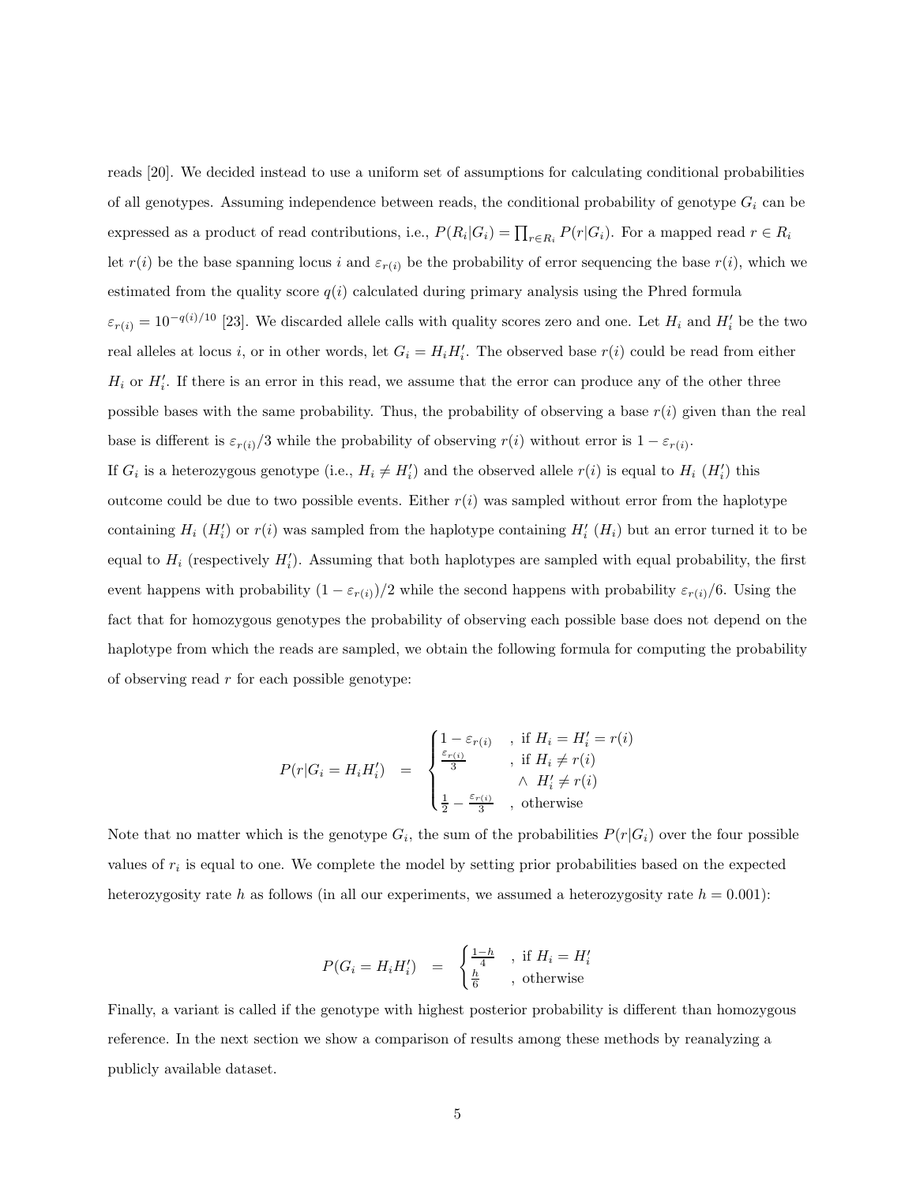reads [20]. We decided instead to use a uniform set of assumptions for calculating conditional probabilities of all genotypes. Assuming independence between reads, the conditional probability of genotype $G_i$ can be expressed as a product of read contributions, i.e., $P(R_i|G_i) = \prod_{r \in R_i} P(r|G_i)$. For a mapped read $r \in R_i$ let $r(i)$ be the base spanning locus $i$ and $\varepsilon_{r(i)}$ be the probability of error sequencing the base $r(i)$, which we estimated from the quality score $q(i)$ calculated during primary analysis using the Phred formula $\varepsilon_{r(i)} = 10^{-q(i)/10}$ [23]. We discarded allele calls with quality scores zero and one. Let $H_i$ and $H_i'$ be the two real alleles at locus $i$, or in other words, let $G_i = H_i H_i'$. The observed base $r(i)$ could be read from either $H_i$ or $H_i'$. If there is an error in this read, we assume that the error can produce any of the other three possible bases with the same probability. Thus, the probability of observing a base $r(i)$ given than the real base is different is $\varepsilon_{r(i)}/3$ while the probability of observing $r(i)$ without error is $1 - \varepsilon_{r(i)}$.

If $G_i$ is a heterozygous genotype (i.e., $H_i \neq H_i'$) and the observed allele $r(i)$ is equal to $H_i$ ($H_i'$) this outcome could be due to two possible events. Either $r(i)$ was sampled without error from the haplotype containing $H_i$ ($H_i'$) or $r(i)$ was sampled from the haplotype containing $H_i'$ ($H_i$) but an error turned it to be equal to $H_i$ (respectively $H_i'$). Assuming that both haplotypes are sampled with equal probability, the first event happens with probability $(1 - \varepsilon_{r(i)})/2$ while the second happens with probability $\varepsilon_{r(i)}/6$. Using the fact that for homozygous genotypes the probability of observing each possible base does not depend on the haplotype from which the reads are sampled, we obtain the following formula for computing the probability of observing read $r$ for each possible genotype:

$$P(r|G_i = H_i H_i') = \begin{cases} 1 - \varepsilon_{r(i)} & \text{, if } H_i = H_i' = r(i) \\ \frac{\varepsilon_{r(i)}}{3} & \text{, if } H_i \neq r(i) \\ & \quad \wedge \; H_i' \neq r(i) \\ \frac{1}{2} - \frac{\varepsilon_{r(i)}}{3} & \text{, otherwise} \end{cases}$$

Note that no matter which is the genotype $G_i$, the sum of the probabilities $P(r|G_i)$ over the four possible values of $r_i$ is equal to one. We complete the model by setting prior probabilities based on the expected heterozygosity rate $h$ as follows (in all our experiments, we assumed a heterozygosity rate $h = 0.001$):

$$P(G_i = H_i H_i') = \begin{cases} \frac{1-h}{4} & \text{, if } H_i = H_i' \\ \frac{h}{6} & \text{, otherwise} \end{cases}$$

Finally, a variant is called if the genotype with highest posterior probability is different than homozygous reference. In the next section we show a comparison of results among these methods by reanalyzing a publicly available dataset.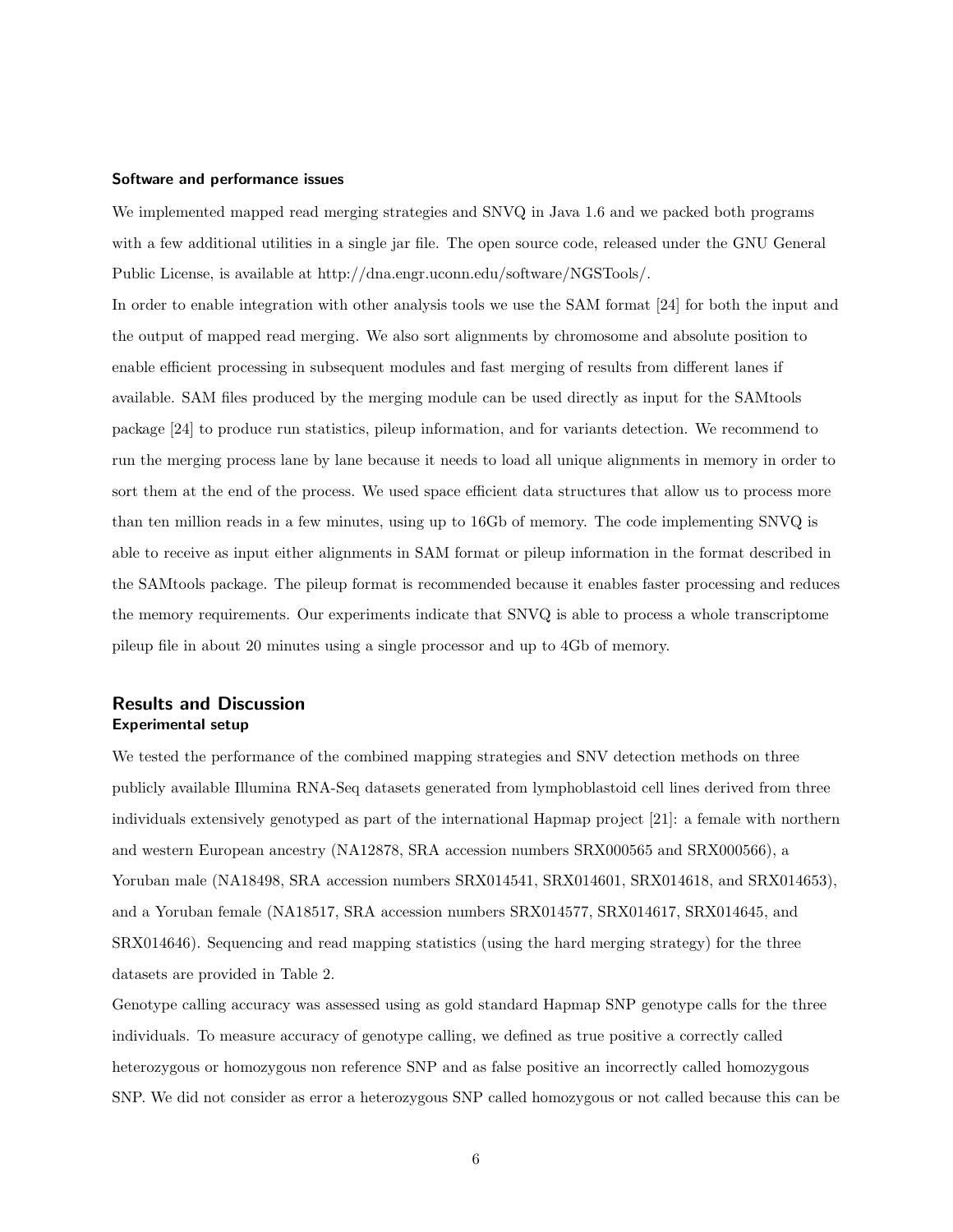### Software and performance issues

We implemented mapped read merging strategies and SNVQ in Java 1.6 and we packed both programs with a few additional utilities in a single jar file. The open source code, released under the GNU General Public License, is available at http://dna.engr.uconn.edu/software/NGSTools/.

In order to enable integration with other analysis tools we use the SAM format [24] for both the input and the output of mapped read merging. We also sort alignments by chromosome and absolute position to enable efficient processing in subsequent modules and fast merging of results from different lanes if available. SAM files produced by the merging module can be used directly as input for the SAMtools package [24] to produce run statistics, pileup information, and for variants detection. We recommend to run the merging process lane by lane because it needs to load all unique alignments in memory in order to sort them at the end of the process. We used space efficient data structures that allow us to process more than ten million reads in a few minutes, using up to 16Gb of memory. The code implementing SNVQ is able to receive as input either alignments in SAM format or pileup information in the format described in the SAMtools package. The pileup format is recommended because it enables faster processing and reduces the memory requirements. Our experiments indicate that SNVQ is able to process a whole transcriptome pileup file in about 20 minutes using a single processor and up to 4Gb of memory.

## Results and Discussion

### Experimental setup

We tested the performance of the combined mapping strategies and SNV detection methods on three publicly available Illumina RNA-Seq datasets generated from lymphoblastoid cell lines derived from three individuals extensively genotyped as part of the international Hapmap project [21]: a female with northern and western European ancestry (NA12878, SRA accession numbers SRX000565 and SRX000566), a Yoruban male (NA18498, SRA accession numbers SRX014541, SRX014601, SRX014618, and SRX014653), and a Yoruban female (NA18517, SRA accession numbers SRX014577, SRX014617, SRX014645, and SRX014646). Sequencing and read mapping statistics (using the hard merging strategy) for the three datasets are provided in Table 2.

Genotype calling accuracy was assessed using as gold standard Hapmap SNP genotype calls for the three individuals. To measure accuracy of genotype calling, we defined as true positive a correctly called heterozygous or homozygous non reference SNP and as false positive an incorrectly called homozygous SNP. We did not consider as error a heterozygous SNP called homozygous or not called because this can be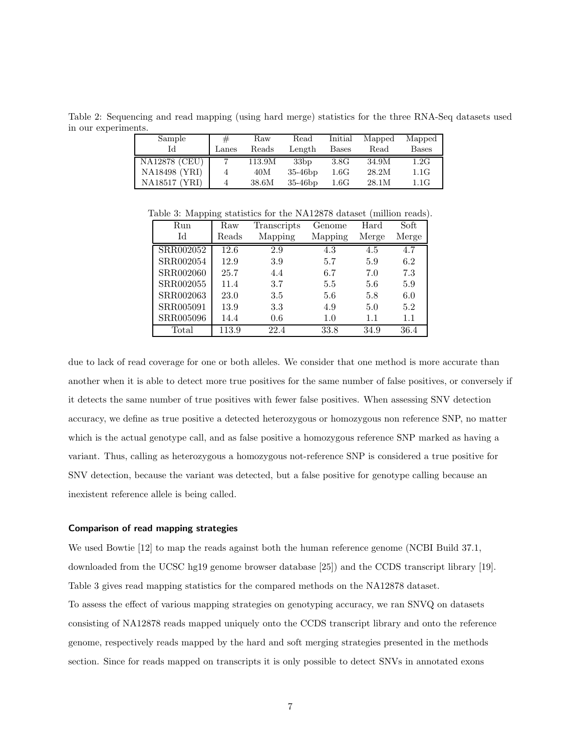Table 2: Sequencing and read mapping (using hard merge) statistics for the three RNA-Seq datasets used in our experiments.

| Sample Id | # Lanes | Raw Reads | Read Length | Initial Bases | Mapped Read | Mapped Bases |
|---|---|---|---|---|---|---|
| NA12878 (CEU) | 7 | 113.9M | 33bp | 3.8G | 34.9M | 1.2G |
| NA18498 (YRI) | 4 | 40M | 35-46bp | 1.6G | 28.2M | 1.1G |
| NA18517 (YRI) | 4 | 38.6M | 35-46bp | 1.6G | 28.1M | 1.1G |

Table 3: Mapping statistics for the NA12878 dataset (million reads).

| Run Id | Raw Reads | Transcripts Mapping | Genome Mapping | Hard Merge | Soft Merge |
|---|---|---|---|---|---|
| SRR002052 | 12.6 | 2.9 | 4.3 | 4.5 | 4.7 |
| SRR002054 | 12.9 | 3.9 | 5.7 | 5.9 | 6.2 |
| SRR002060 | 25.7 | 4.4 | 6.7 | 7.0 | 7.3 |
| SRR002055 | 11.4 | 3.7 | 5.5 | 5.6 | 5.9 |
| SRR002063 | 23.0 | 3.5 | 5.6 | 5.8 | 6.0 |
| SRR005091 | 13.9 | 3.3 | 4.9 | 5.0 | 5.2 |
| SRR005096 | 14.4 | 0.6 | 1.0 | 1.1 | 1.1 |
| Total | 113.9 | 22.4 | 33.8 | 34.9 | 36.4 |

due to lack of read coverage for one or both alleles. We consider that one method is more accurate than another when it is able to detect more true positives for the same number of false positives, or conversely if it detects the same number of true positives with fewer false positives. When assessing SNV detection accuracy, we define as true positive a detected heterozygous or homozygous non reference SNP, no matter which is the actual genotype call, and as false positive a homozygous reference SNP marked as having a variant. Thus, calling as heterozygous a homozygous not-reference SNP is considered a true positive for SNV detection, because the variant was detected, but a false positive for genotype calling because an inexistent reference allele is being called.

### Comparison of read mapping strategies

We used Bowtie [12] to map the reads against both the human reference genome (NCBI Build 37.1, downloaded from the UCSC hg19 genome browser database [25]) and the CCDS transcript library [19]. Table 3 gives read mapping statistics for the compared methods on the NA12878 dataset.

To assess the effect of various mapping strategies on genotyping accuracy, we ran SNVQ on datasets consisting of NA12878 reads mapped uniquely onto the CCDS transcript library and onto the reference genome, respectively reads mapped by the hard and soft merging strategies presented in the methods section. Since for reads mapped on transcripts it is only possible to detect SNVs in annotated exons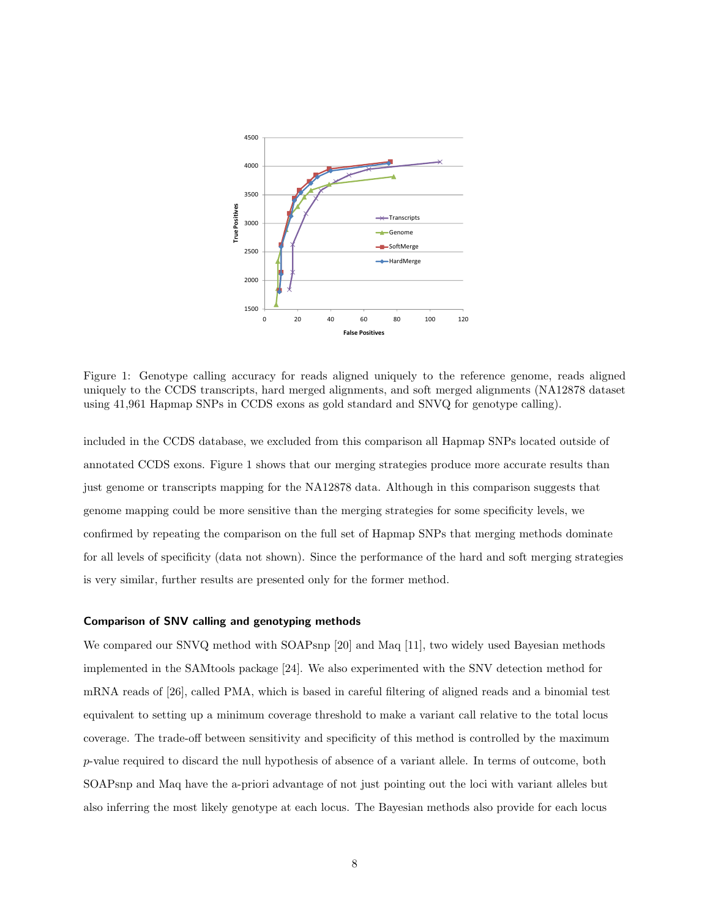Figure 1: Genotype calling accuracy for reads aligned uniquely to the reference genome, reads aligned uniquely to the CCDS transcripts, hard merged alignments, and soft merged alignments (NA12878 dataset using 41,961 Hapmap SNPs in CCDS exons as gold standard and SNVQ for genotype calling).

included in the CCDS database, we excluded from this comparison all Hapmap SNPs located outside of annotated CCDS exons. Figure 1 shows that our merging strategies produce more accurate results than just genome or transcripts mapping for the NA12878 data. Although in this comparison suggests that genome mapping could be more sensitive than the merging strategies for some specificity levels, we confirmed by repeating the comparison on the full set of Hapmap SNPs that merging methods dominate for all levels of specificity (data not shown). Since the performance of the hard and soft merging strategies is very similar, further results are presented only for the former method.

### Comparison of SNV calling and genotyping methods

We compared our SNVQ method with SOAPsnp [20] and Maq [11], two widely used Bayesian methods implemented in the SAMtools package [24]. We also experimented with the SNV detection method for mRNA reads of [26], called PMA, which is based in careful filtering of aligned reads and a binomial test equivalent to setting up a minimum coverage threshold to make a variant call relative to the total locus coverage. The trade-off between sensitivity and specificity of this method is controlled by the maximum $p$-value required to discard the null hypothesis of absence of a variant allele. In terms of outcome, both SOAPsnp and Maq have the a-priori advantage of not just pointing out the loci with variant alleles but also inferring the most likely genotype at each locus. The Bayesian methods also provide for each locus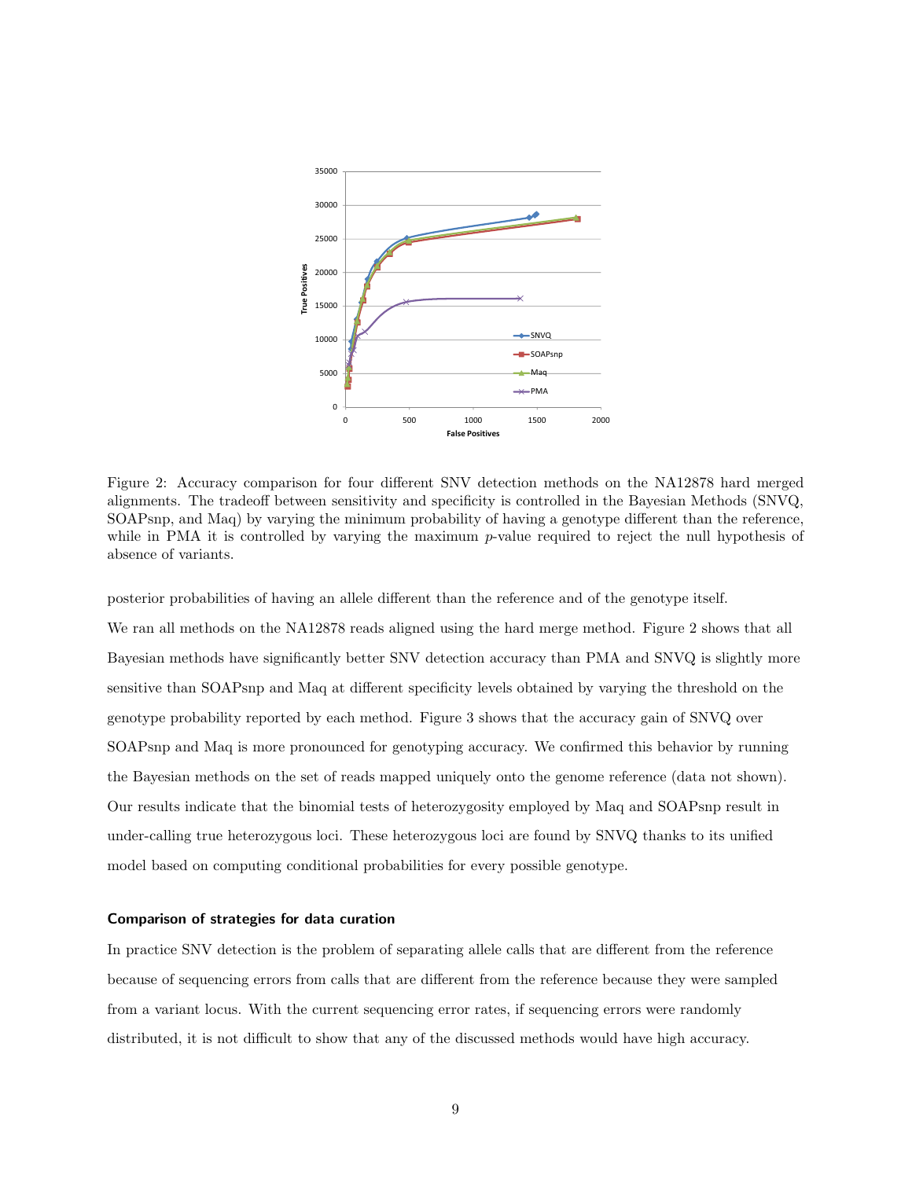Figure 2: Accuracy comparison for four different SNV detection methods on the NA12878 hard merged alignments. The tradeoff between sensitivity and specificity is controlled in the Bayesian Methods (SNVQ, SOAPsnp, and Maq) by varying the minimum probability of having a genotype different than the reference, while in PMA it is controlled by varying the maximum $p$-value required to reject the null hypothesis of absence of variants.

posterior probabilities of having an allele different than the reference and of the genotype itself.

We ran all methods on the NA12878 reads aligned using the hard merge method. Figure 2 shows that all Bayesian methods have significantly better SNV detection accuracy than PMA and SNVQ is slightly more sensitive than SOAPsnp and Maq at different specificity levels obtained by varying the threshold on the genotype probability reported by each method. Figure 3 shows that the accuracy gain of SNVQ over SOAPsnp and Maq is more pronounced for genotyping accuracy. We confirmed this behavior by running the Bayesian methods on the set of reads mapped uniquely onto the genome reference (data not shown). Our results indicate that the binomial tests of heterozygosity employed by Maq and SOAPsnp result in under-calling true heterozygous loci. These heterozygous loci are found by SNVQ thanks to its unified model based on computing conditional probabilities for every possible genotype.

### Comparison of strategies for data curation

In practice SNV detection is the problem of separating allele calls that are different from the reference because of sequencing errors from calls that are different from the reference because they were sampled from a variant locus. With the current sequencing error rates, if sequencing errors were randomly distributed, it is not difficult to show that any of the discussed methods would have high accuracy.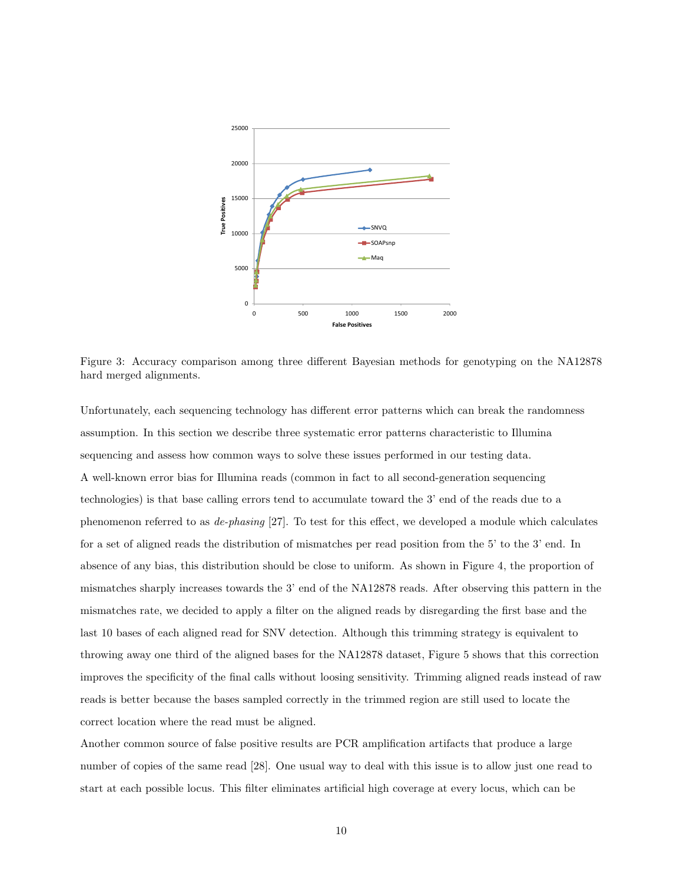Figure 3: Accuracy comparison among three different Bayesian methods for genotyping on the NA12878 hard merged alignments.

Unfortunately, each sequencing technology has different error patterns which can break the randomness assumption. In this section we describe three systematic error patterns characteristic to Illumina sequencing and assess how common ways to solve these issues performed in our testing data.

A well-known error bias for Illumina reads (common in fact to all second-generation sequencing technologies) is that base calling errors tend to accumulate toward the 3' end of the reads due to a phenomenon referred to as *de-phasing* [27]. To test for this effect, we developed a module which calculates for a set of aligned reads the distribution of mismatches per read position from the 5' to the 3' end. In absence of any bias, this distribution should be close to uniform. As shown in Figure 4, the proportion of mismatches sharply increases towards the 3' end of the NA12878 reads. After observing this pattern in the mismatches rate, we decided to apply a filter on the aligned reads by disregarding the first base and the last 10 bases of each aligned read for SNV detection. Although this trimming strategy is equivalent to throwing away one third of the aligned bases for the NA12878 dataset, Figure 5 shows that this correction improves the specificity of the final calls without loosing sensitivity. Trimming aligned reads instead of raw reads is better because the bases sampled correctly in the trimmed region are still used to locate the correct location where the read must be aligned.

Another common source of false positive results are PCR amplification artifacts that produce a large number of copies of the same read [28]. One usual way to deal with this issue is to allow just one read to start at each possible locus. This filter eliminates artificial high coverage at every locus, which can be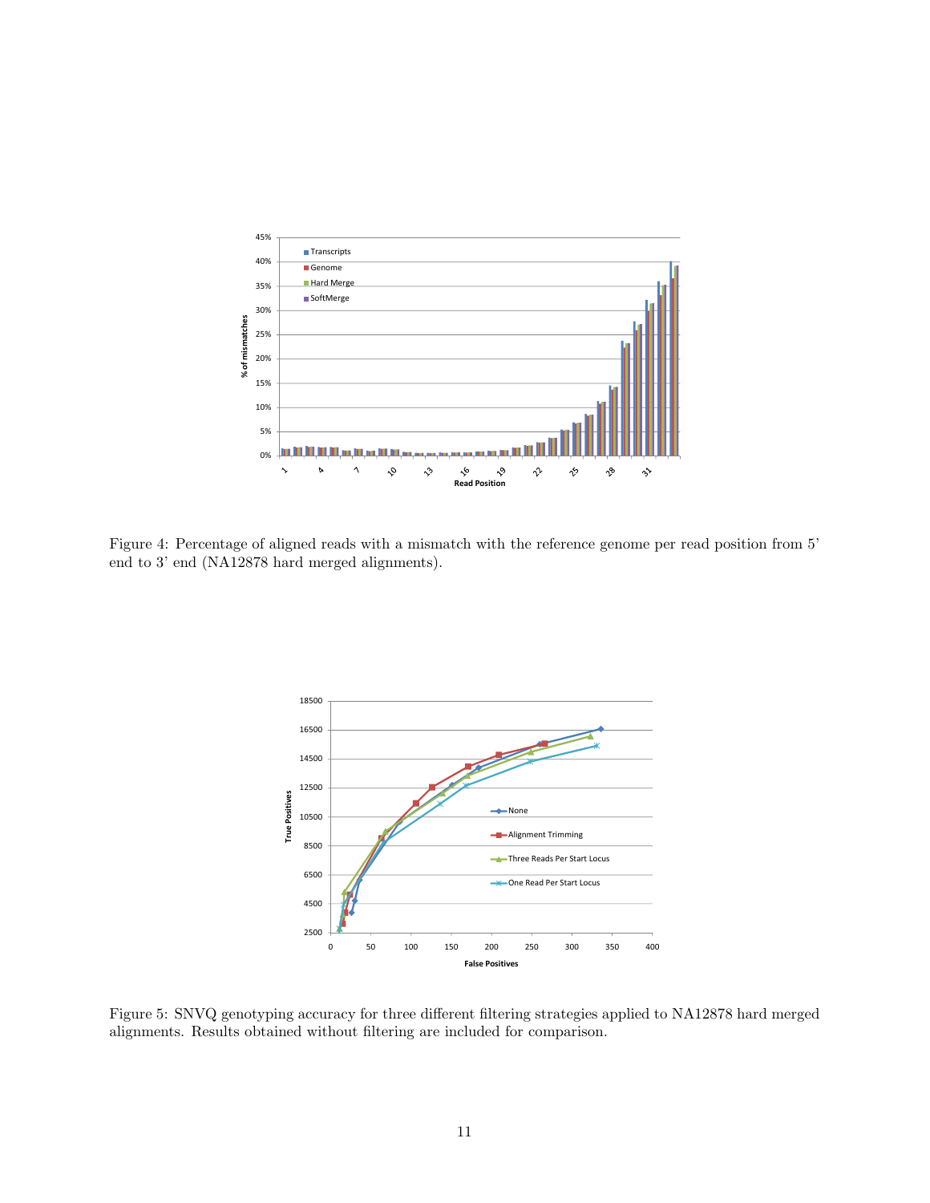Figure 4: Percentage of aligned reads with a mismatch with the reference genome per read position from 5' end to 3' end (NA12878 hard merged alignments).

Figure 5: SNVQ genotyping accuracy for three different filtering strategies applied to NA12878 hard merged alignments. Results obtained without filtering are included for comparison.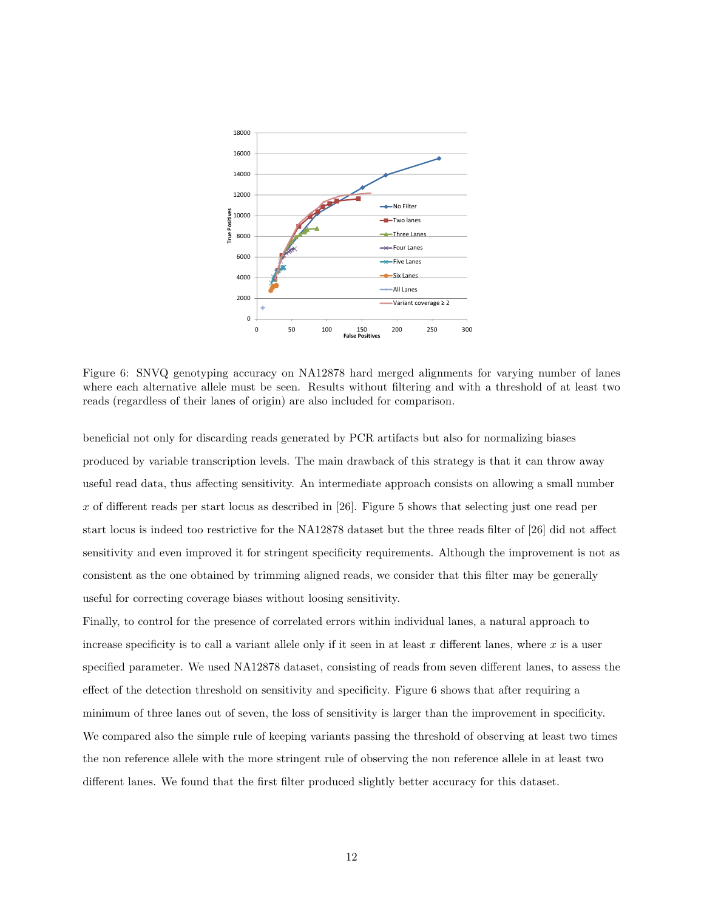Figure 6: SNVQ genotyping accuracy on NA12878 hard merged alignments for varying number of lanes where each alternative allele must be seen. Results without filtering and with a threshold of at least two reads (regardless of their lanes of origin) are also included for comparison.

beneficial not only for discarding reads generated by PCR artifacts but also for normalizing biases produced by variable transcription levels. The main drawback of this strategy is that it can throw away useful read data, thus affecting sensitivity. An intermediate approach consists on allowing a small number $x$ of different reads per start locus as described in [26]. Figure 5 shows that selecting just one read per start locus is indeed too restrictive for the NA12878 dataset but the three reads filter of [26] did not affect sensitivity and even improved it for stringent specificity requirements. Although the improvement is not as consistent as the one obtained by trimming aligned reads, we consider that this filter may be generally useful for correcting coverage biases without loosing sensitivity.

Finally, to control for the presence of correlated errors within individual lanes, a natural approach to increase specificity is to call a variant allele only if it seen in at least $x$ different lanes, where $x$ is a user specified parameter. We used NA12878 dataset, consisting of reads from seven different lanes, to assess the effect of the detection threshold on sensitivity and specificity. Figure 6 shows that after requiring a minimum of three lanes out of seven, the loss of sensitivity is larger than the improvement in specificity. We compared also the simple rule of keeping variants passing the threshold of observing at least two times the non reference allele with the more stringent rule of observing the non reference allele in at least two different lanes. We found that the first filter produced slightly better accuracy for this dataset.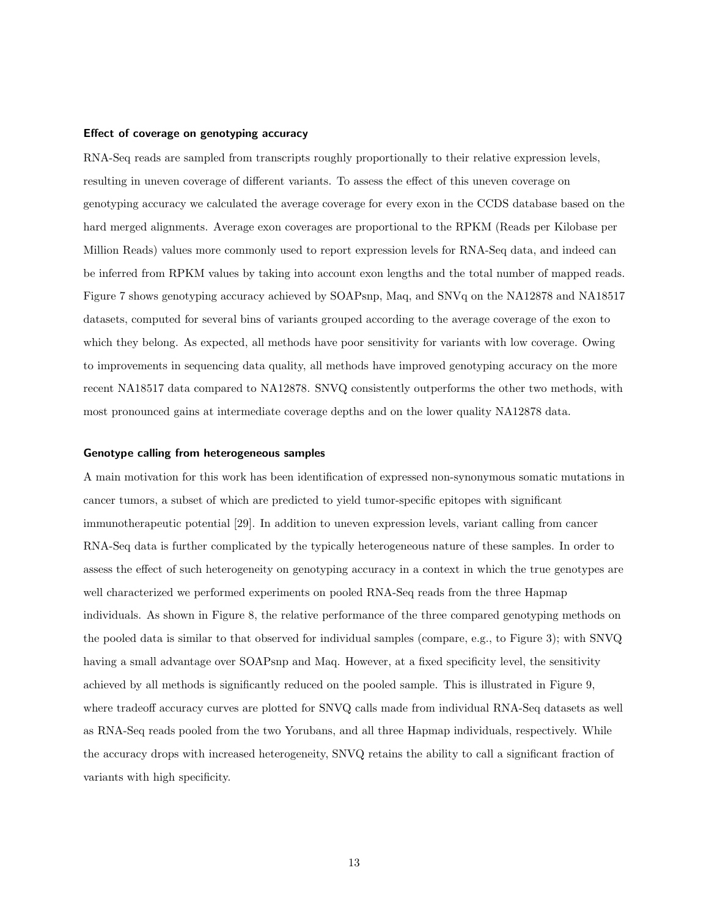#### Effect of coverage on genotyping accuracy

RNA-Seq reads are sampled from transcripts roughly proportionally to their relative expression levels, resulting in uneven coverage of different variants. To assess the effect of this uneven coverage on genotyping accuracy we calculated the average coverage for every exon in the CCDS database based on the hard merged alignments. Average exon coverages are proportional to the RPKM (Reads per Kilobase per Million Reads) values more commonly used to report expression levels for RNA-Seq data, and indeed can be inferred from RPKM values by taking into account exon lengths and the total number of mapped reads. Figure 7 shows genotyping accuracy achieved by SOAPsnp, Maq, and SNVq on the NA12878 and NA18517 datasets, computed for several bins of variants grouped according to the average coverage of the exon to which they belong. As expected, all methods have poor sensitivity for variants with low coverage. Owing to improvements in sequencing data quality, all methods have improved genotyping accuracy on the more recent NA18517 data compared to NA12878. SNVQ consistently outperforms the other two methods, with most pronounced gains at intermediate coverage depths and on the lower quality NA12878 data.

#### Genotype calling from heterogeneous samples

A main motivation for this work has been identification of expressed non-synonymous somatic mutations in cancer tumors, a subset of which are predicted to yield tumor-specific epitopes with significant immunotherapeutic potential [29]. In addition to uneven expression levels, variant calling from cancer RNA-Seq data is further complicated by the typically heterogeneous nature of these samples. In order to assess the effect of such heterogeneity on genotyping accuracy in a context in which the true genotypes are well characterized we performed experiments on pooled RNA-Seq reads from the three Hapmap individuals. As shown in Figure 8, the relative performance of the three compared genotyping methods on the pooled data is similar to that observed for individual samples (compare, e.g., to Figure 3); with SNVQ having a small advantage over SOAPsnp and Maq. However, at a fixed specificity level, the sensitivity achieved by all methods is significantly reduced on the pooled sample. This is illustrated in Figure 9, where tradeoff accuracy curves are plotted for SNVQ calls made from individual RNA-Seq datasets as well as RNA-Seq reads pooled from the two Yorubans, and all three Hapmap individuals, respectively. While the accuracy drops with increased heterogeneity, SNVQ retains the ability to call a significant fraction of variants with high specificity.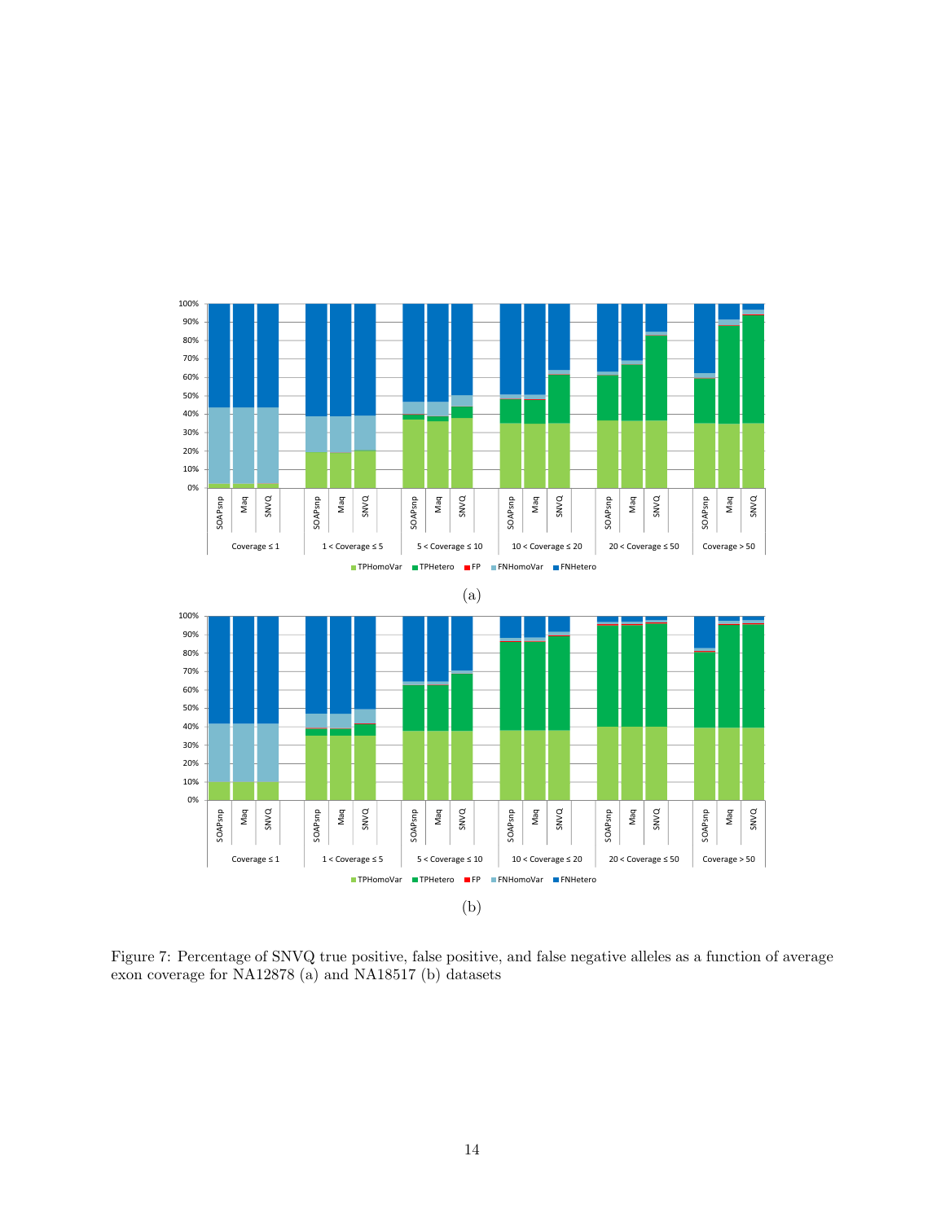(a)

(b)

Figure 7: Percentage of SNVQ true positive, false positive, and false negative alleles as a function of average exon coverage for NA12878 (a) and NA18517 (b) datasets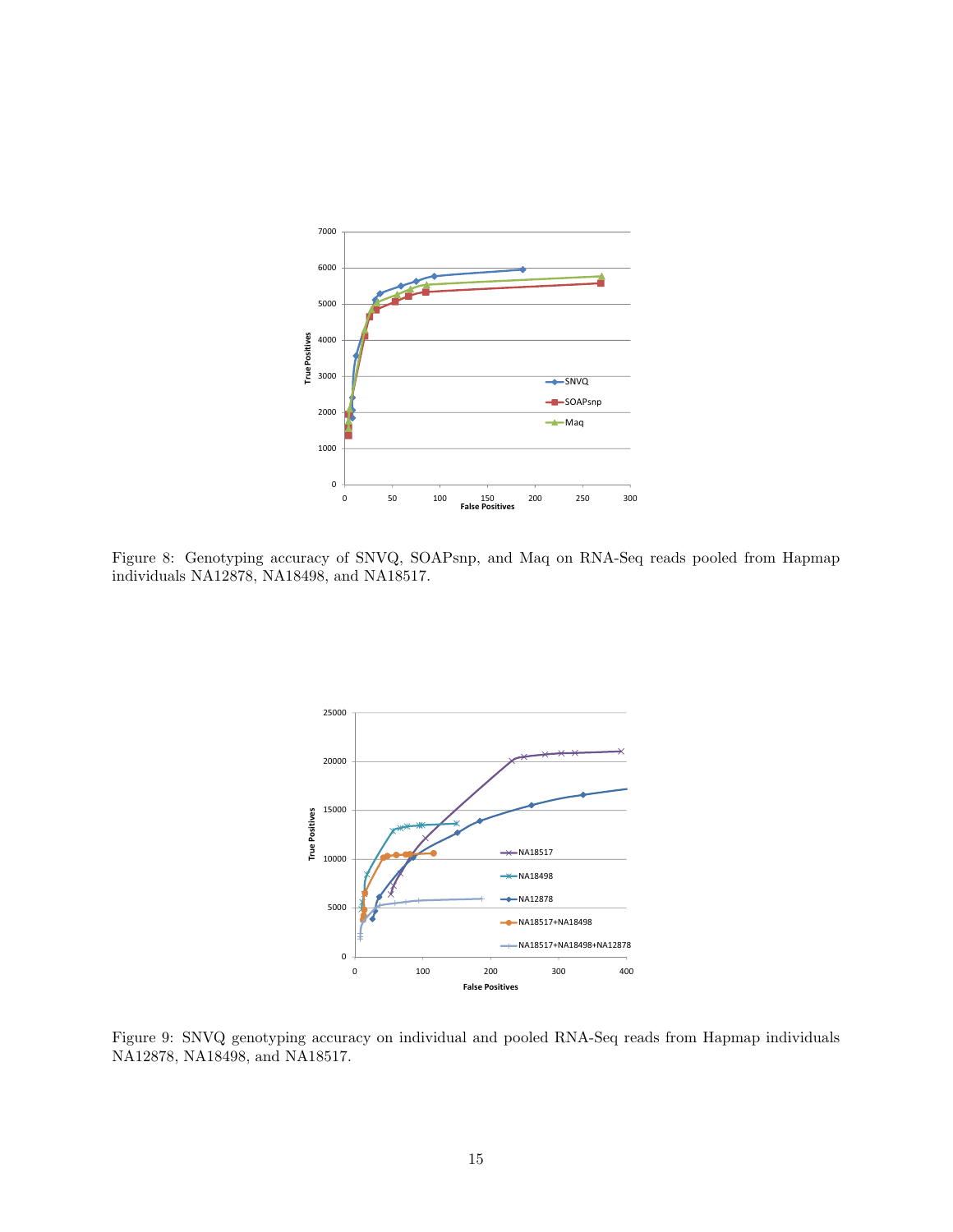Figure 8: Genotyping accuracy of SNVQ, SOAPsnp, and Maq on RNA-Seq reads pooled from Hapmap individuals NA12878, NA18498, and NA18517.

Figure 9: SNVQ genotyping accuracy on individual and pooled RNA-Seq reads from Hapmap individuals NA12878, NA18498, and NA18517.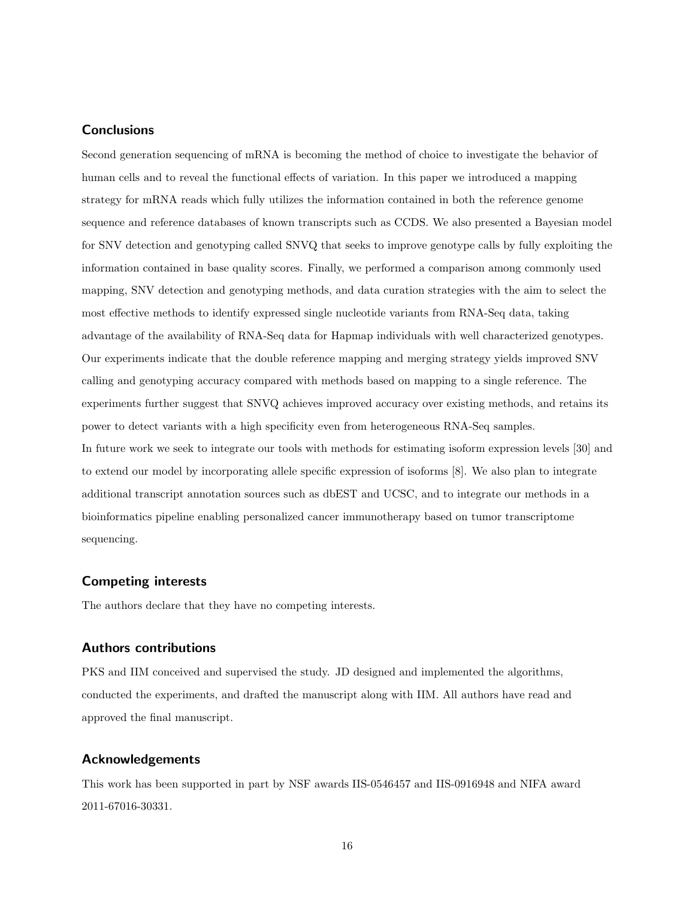## Conclusions

Second generation sequencing of mRNA is becoming the method of choice to investigate the behavior of human cells and to reveal the functional effects of variation. In this paper we introduced a mapping strategy for mRNA reads which fully utilizes the information contained in both the reference genome sequence and reference databases of known transcripts such as CCDS. We also presented a Bayesian model for SNV detection and genotyping called SNVQ that seeks to improve genotype calls by fully exploiting the information contained in base quality scores. Finally, we performed a comparison among commonly used mapping, SNV detection and genotyping methods, and data curation strategies with the aim to select the most effective methods to identify expressed single nucleotide variants from RNA-Seq data, taking advantage of the availability of RNA-Seq data for Hapmap individuals with well characterized genotypes. Our experiments indicate that the double reference mapping and merging strategy yields improved SNV calling and genotyping accuracy compared with methods based on mapping to a single reference. The experiments further suggest that SNVQ achieves improved accuracy over existing methods, and retains its power to detect variants with a high specificity even from heterogeneous RNA-Seq samples.
In future work we seek to integrate our tools with methods for estimating isoform expression levels [30] and to extend our model by incorporating allele specific expression of isoforms [8]. We also plan to integrate additional transcript annotation sources such as dbEST and UCSC, and to integrate our methods in a bioinformatics pipeline enabling personalized cancer immunotherapy based on tumor transcriptome sequencing.

## Competing interests

The authors declare that they have no competing interests.

## Authors contributions

PKS and IIM conceived and supervised the study. JD designed and implemented the algorithms, conducted the experiments, and drafted the manuscript along with IIM. All authors have read and approved the final manuscript.

## Acknowledgements

This work has been supported in part by NSF awards IIS-0546457 and IIS-0916948 and NIFA award 2011-67016-30331.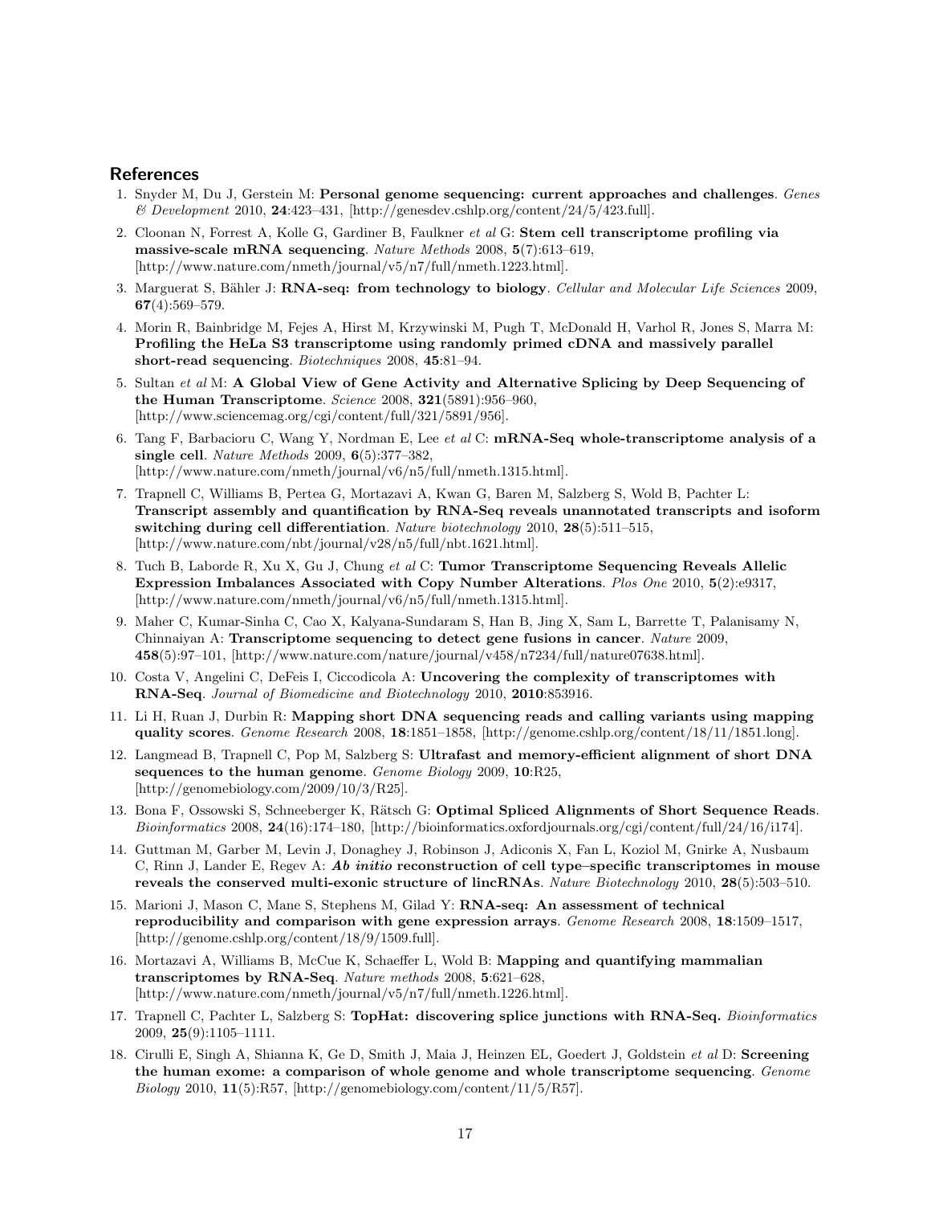## References

1. Snyder M, Du J, Gerstein M: **Personal genome sequencing: current approaches and challenges**. *Genes & Development* 2010, **24**:423–431, [http://genesdev.cshlp.org/content/24/5/423.full].
2. Cloonan N, Forrest A, Kolle G, Gardiner B, Faulkner *et al* G: **Stem cell transcriptome profiling via massive-scale mRNA sequencing**. *Nature Methods* 2008, **5**(7):613–619, [http://www.nature.com/nmeth/journal/v5/n7/full/nmeth.1223.html].
3. Marguerat S, Bähler J: **RNA-seq: from technology to biology**. *Cellular and Molecular Life Sciences* 2009, **67**(4):569–579.
4. Morin R, Bainbridge M, Fejes A, Hirst M, Krzywinski M, Pugh T, McDonald H, Varhol R, Jones S, Marra M: **Profiling the HeLa S3 transcriptome using randomly primed cDNA and massively parallel short-read sequencing**. *Biotechniques* 2008, **45**:81–94.
5. Sultan *et al* M: **A Global View of Gene Activity and Alternative Splicing by Deep Sequencing of the Human Transcriptome**. *Science* 2008, **321**(5891):956–960, [http://www.sciencemag.org/cgi/content/full/321/5891/956].
6. Tang F, Barbacioru C, Wang Y, Nordman E, Lee *et al* C: **mRNA-Seq whole-transcriptome analysis of a single cell**. *Nature Methods* 2009, **6**(5):377–382, [http://www.nature.com/nmeth/journal/v6/n5/full/nmeth.1315.html].
7. Trapnell C, Williams B, Pertea G, Mortazavi A, Kwan G, Baren M, Salzberg S, Wold B, Pachter L: **Transcript assembly and quantification by RNA-Seq reveals unannotated transcripts and isoform switching during cell differentiation**. *Nature biotechnology* 2010, **28**(5):511–515, [http://www.nature.com/nbt/journal/v28/n5/full/nbt.1621.html].
8. Tuch B, Laborde R, Xu X, Gu J, Chung *et al* C: **Tumor Transcriptome Sequencing Reveals Allelic Expression Imbalances Associated with Copy Number Alterations**. *Plos One* 2010, **5**(2):e9317, [http://www.nature.com/nmeth/journal/v6/n5/full/nmeth.1315.html].
9. Maher C, Kumar-Sinha C, Cao X, Kalyana-Sundaram S, Han B, Jing X, Sam L, Barrette T, Palanisamy N, Chinnaiyan A: **Transcriptome sequencing to detect gene fusions in cancer**. *Nature* 2009, **458**(5):97–101, [http://www.nature.com/nature/journal/v458/n7234/full/nature07638.html].
10. Costa V, Angelini C, DeFeis I, Ciccodicola A: **Uncovering the complexity of transcriptomes with RNA-Seq**. *Journal of Biomedicine and Biotechnology* 2010, **2010**:853916.
11. Li H, Ruan J, Durbin R: **Mapping short DNA sequencing reads and calling variants using mapping quality scores**. *Genome Research* 2008, **18**:1851–1858, [http://genome.cshlp.org/content/18/11/1851.long].
12. Langmead B, Trapnell C, Pop M, Salzberg S: **Ultrafast and memory-efficient alignment of short DNA sequences to the human genome**. *Genome Biology* 2009, **10**:R25, [http://genomebiology.com/2009/10/3/R25].
13. Bona F, Ossowski S, Schneeberger K, Rätsch G: **Optimal Spliced Alignments of Short Sequence Reads**. *Bioinformatics* 2008, **24**(16):174–180, [http://bioinformatics.oxfordjournals.org/cgi/content/full/24/16/i174].
14. Guttman M, Garber M, Levin J, Donaghey J, Robinson J, Adiconis X, Fan L, Koziol M, Gnirke A, Nusbaum C, Rinn J, Lander E, Regev A: ***Ab initio* reconstruction of cell type–specific transcriptomes in mouse reveals the conserved multi-exonic structure of lincRNAs**. *Nature Biotechnology* 2010, **28**(5):503–510.
15. Marioni J, Mason C, Mane S, Stephens M, Gilad Y: **RNA-seq: An assessment of technical reproducibility and comparison with gene expression arrays**. *Genome Research* 2008, **18**:1509–1517, [http://genome.cshlp.org/content/18/9/1509.full].
16. Mortazavi A, Williams B, McCue K, Schaeffer L, Wold B: **Mapping and quantifying mammalian transcriptomes by RNA-Seq**. *Nature methods* 2008, **5**:621–628, [http://www.nature.com/nmeth/journal/v5/n7/full/nmeth.1226.html].
17. Trapnell C, Pachter L, Salzberg S: **TopHat: discovering splice junctions with RNA-Seq.** *Bioinformatics* 2009, **25**(9):1105–1111.
18. Cirulli E, Singh A, Shianna K, Ge D, Smith J, Maia J, Heinzen EL, Goedert J, Goldstein *et al* D: **Screening the human exome: a comparison of whole genome and whole transcriptome sequencing**. *Genome Biology* 2010, **11**(5):R57, [http://genomebiology.com/content/11/5/R57].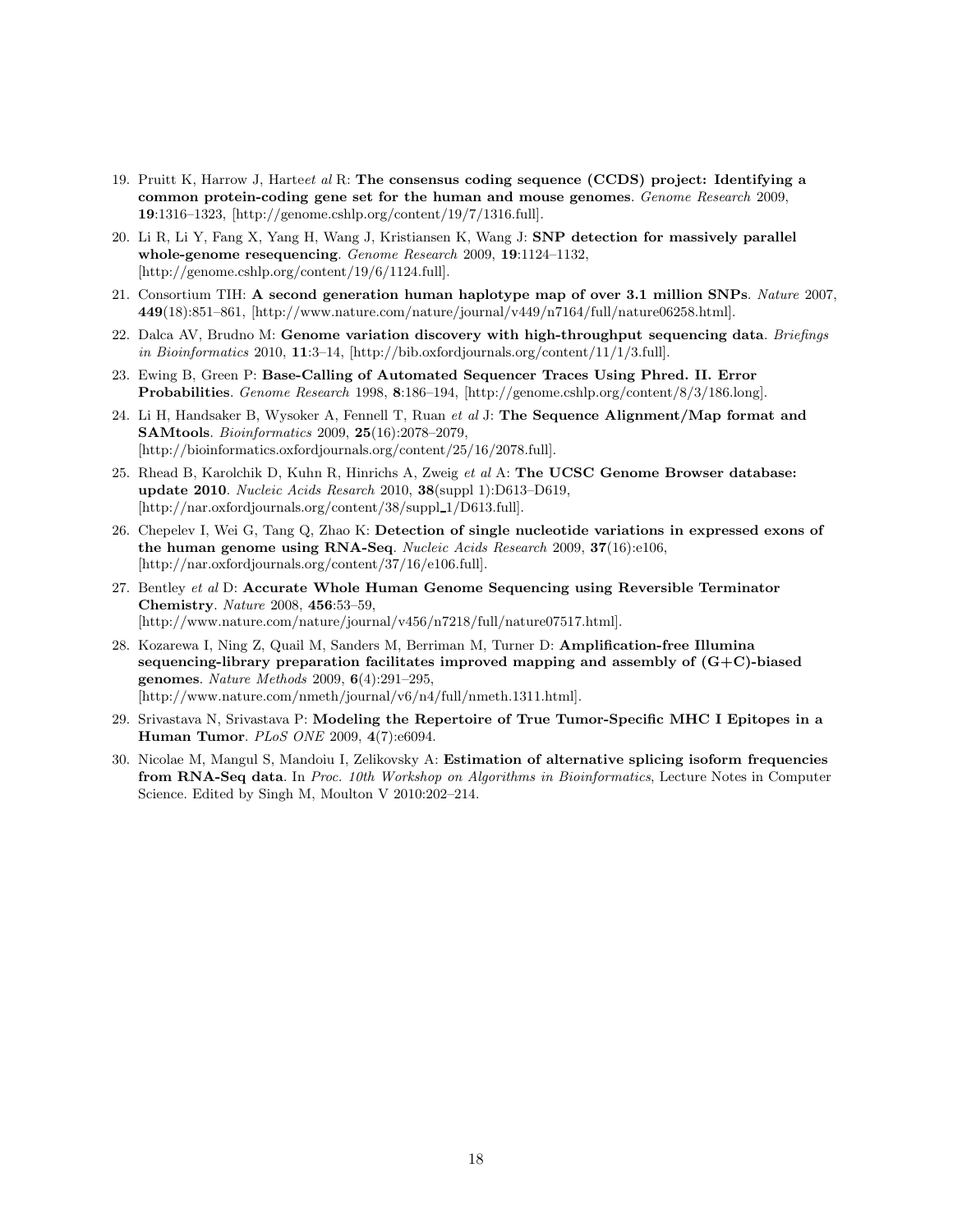19. Pruitt K, Harrow J, Harte*et al* R: **The consensus coding sequence (CCDS) project: Identifying a common protein-coding gene set for the human and mouse genomes**. *Genome Research* 2009, **19**:1316–1323, [http://genome.cshlp.org/content/19/7/1316.full].

20. Li R, Li Y, Fang X, Yang H, Wang J, Kristiansen K, Wang J: **SNP detection for massively parallel whole-genome resequencing**. *Genome Research* 2009, **19**:1124–1132, [http://genome.cshlp.org/content/19/6/1124.full].

21. Consortium TIH: **A second generation human haplotype map of over 3.1 million SNPs**. *Nature* 2007, **449**(18):851–861, [http://www.nature.com/nature/journal/v449/n7164/full/nature06258.html].

22. Dalca AV, Brudno M: **Genome variation discovery with high-throughput sequencing data**. *Briefings in Bioinformatics* 2010, **11**:3–14, [http://bib.oxfordjournals.org/content/11/1/3.full].

23. Ewing B, Green P: **Base-Calling of Automated Sequencer Traces Using Phred. II. Error Probabilities**. *Genome Research* 1998, **8**:186–194, [http://genome.cshlp.org/content/8/3/186.long].

24. Li H, Handsaker B, Wysoker A, Fennell T, Ruan *et al* J: **The Sequence Alignment/Map format and SAMtools**. *Bioinformatics* 2009, **25**(16):2078–2079, [http://bioinformatics.oxfordjournals.org/content/25/16/2078.full].

25. Rhead B, Karolchik D, Kuhn R, Hinrichs A, Zweig *et al* A: **The UCSC Genome Browser database: update 2010**. *Nucleic Acids Resarch* 2010, **38**(suppl 1):D613–D619, [http://nar.oxfordjournals.org/content/38/suppl_1/D613.full].

26. Chepelev I, Wei G, Tang Q, Zhao K: **Detection of single nucleotide variations in expressed exons of the human genome using RNA-Seq**. *Nucleic Acids Research* 2009, **37**(16):e106, [http://nar.oxfordjournals.org/content/37/16/e106.full].

27. Bentley *et al* D: **Accurate Whole Human Genome Sequencing using Reversible Terminator Chemistry**. *Nature* 2008, **456**:53–59, [http://www.nature.com/nature/journal/v456/n7218/full/nature07517.html].

28. Kozarewa I, Ning Z, Quail M, Sanders M, Berriman M, Turner D: **Amplification-free Illumina sequencing-library preparation facilitates improved mapping and assembly of (G+C)-biased genomes**. *Nature Methods* 2009, **6**(4):291–295, [http://www.nature.com/nmeth/journal/v6/n4/full/nmeth.1311.html].

29. Srivastava N, Srivastava P: **Modeling the Repertoire of True Tumor-Specific MHC I Epitopes in a Human Tumor**. *PLoS ONE* 2009, **4**(7):e6094.

30. Nicolae M, Mangul S, Mandoiu I, Zelikovsky A: **Estimation of alternative splicing isoform frequencies from RNA-Seq data**. In *Proc. 10th Workshop on Algorithms in Bioinformatics*, Lecture Notes in Computer Science. Edited by Singh M, Moulton V 2010:202–214.